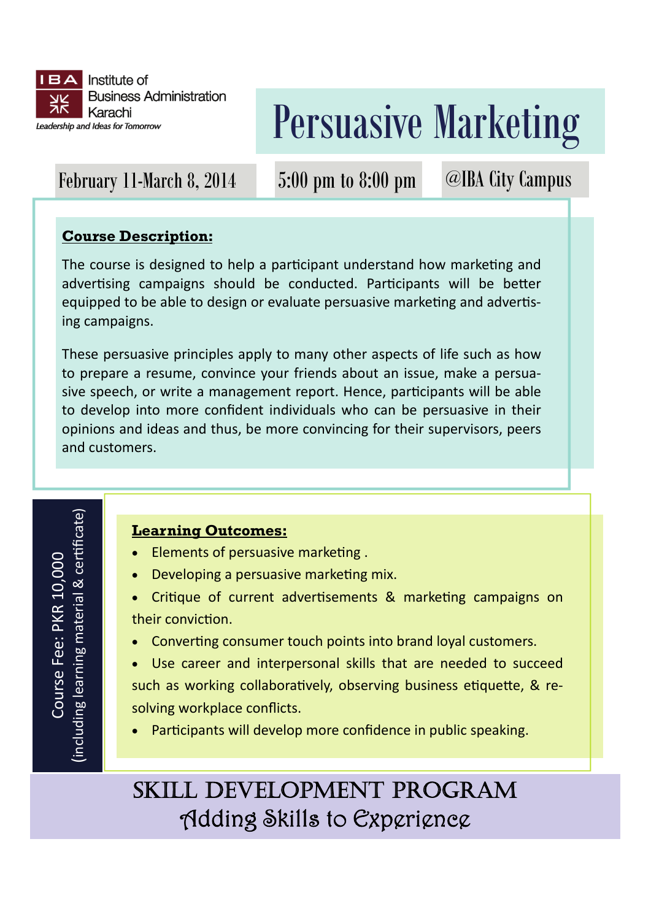IBA Institute of Business Administration Karachi

*Leadership and Ideas for Tomorrow*

# Persuasive Marketing

February 11-March 8, 2014 | 5:00 pm to 8:00 pm | @IBA City Campus

**Course Description:**

The course is designed to help a participant understand how marketing and advertising campaigns should be conducted. Participants will be better equipped to be able to design or evaluate persuasive marketing and advertising campaigns.

These persuasive principles apply to many other aspects of life such as how to prepare a resume, convince your friends about an issue, make a persuasive speech, or write a management report. Hence, participants will be able to develop into more confident individuals who can be persuasive in their opinions and ideas and thus, be more convincing for their supervisors, peers and customers.

Course Fee: PKR 10,000 (including learning material & certificate)

**Learning Outcomes:**

- Elements of persuasive marketing .
- Developing a persuasive marketing mix.
- Critique of current advertisements & marketing campaigns on their conviction.
- Converting consumer touch points into brand loyal customers.
- Use career and interpersonal skills that are needed to succeed such as working collaboratively, observing business etiquette, & resolving workplace conflicts.
- Participants will develop more confidence in public speaking.

## SKILL DEVELOPMENT PROGRAM

*Adding Skills to Experience*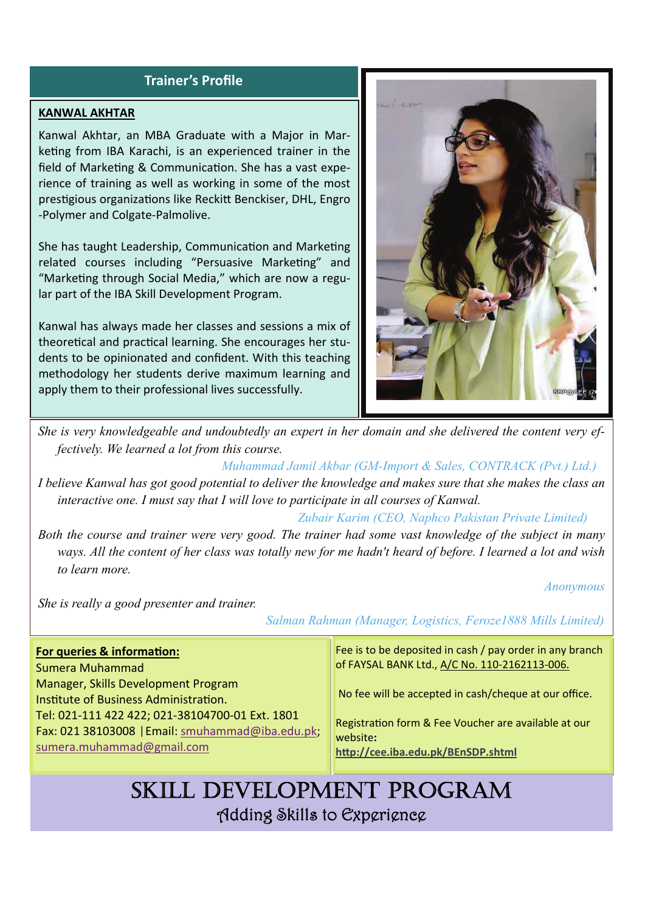## Trainer's Profile

**KANWAL AKHTAR**

Kanwal Akhtar, an MBA Graduate with a Major in Marketing from IBA Karachi, is an experienced trainer in the field of Marketing & Communication. She has a vast experience of training as well as working in some of the most prestigious organizations like Reckitt Benckiser, DHL, Engro-Polymer and Colgate-Palmolive.

She has taught Leadership, Communication and Marketing related courses including "Persuasive Marketing" and "Marketing through Social Media," which are now a regular part of the IBA Skill Development Program.

Kanwal has always made her classes and sessions a mix of theoretical and practical learning. She encourages her students to be opinionated and confident. With this teaching methodology her students derive maximum learning and apply them to their professional lives successfully.

*She is very knowledgeable and undoubtedly an expert in her domain and she delivered the content very effectively. We learned a lot from this course.*

*Muhammad Jamil Akbar (GM-Import & Sales, CONTRACK (Pvt.) Ltd.)*

*I believe Kanwal has got good potential to deliver the knowledge and makes sure that she makes the class an interactive one. I must say that I will love to participate in all courses of Kanwal.*

*Zubair Karim (CEO, Naphco Pakistan Private Limited)*

*Both the course and trainer were very good. The trainer had some vast knowledge of the subject in many ways. All the content of her class was totally new for me hadn't heard of before. I learned a lot and wish to learn more.*

*Anonymous*

*She is really a good presenter and trainer.*

*Salman Rahman (Manager, Logistics, Feroze1888 Mills Limited)*

**For queries & information:**
Sumera Muhammad
Manager, Skills Development Program
Institute of Business Administration.
Tel: 021-111 422 422; 021-38104700-01 Ext. 1801
Fax: 021 38103008 | Email: smuhammad@iba.edu.pk; sumera.muhammad@gmail.com

Fee is to be deposited in cash / pay order in any branch of FAYSAL BANK Ltd., A/C No. 110-2162113-006.

No fee will be accepted in cash/cheque at our office.

Registration form & Fee Voucher are available at our website: **http://cee.iba.edu.pk/BEnSDP.shtml**

# SKILL DEVELOPMENT PROGRAM

Adding Skills to Experience